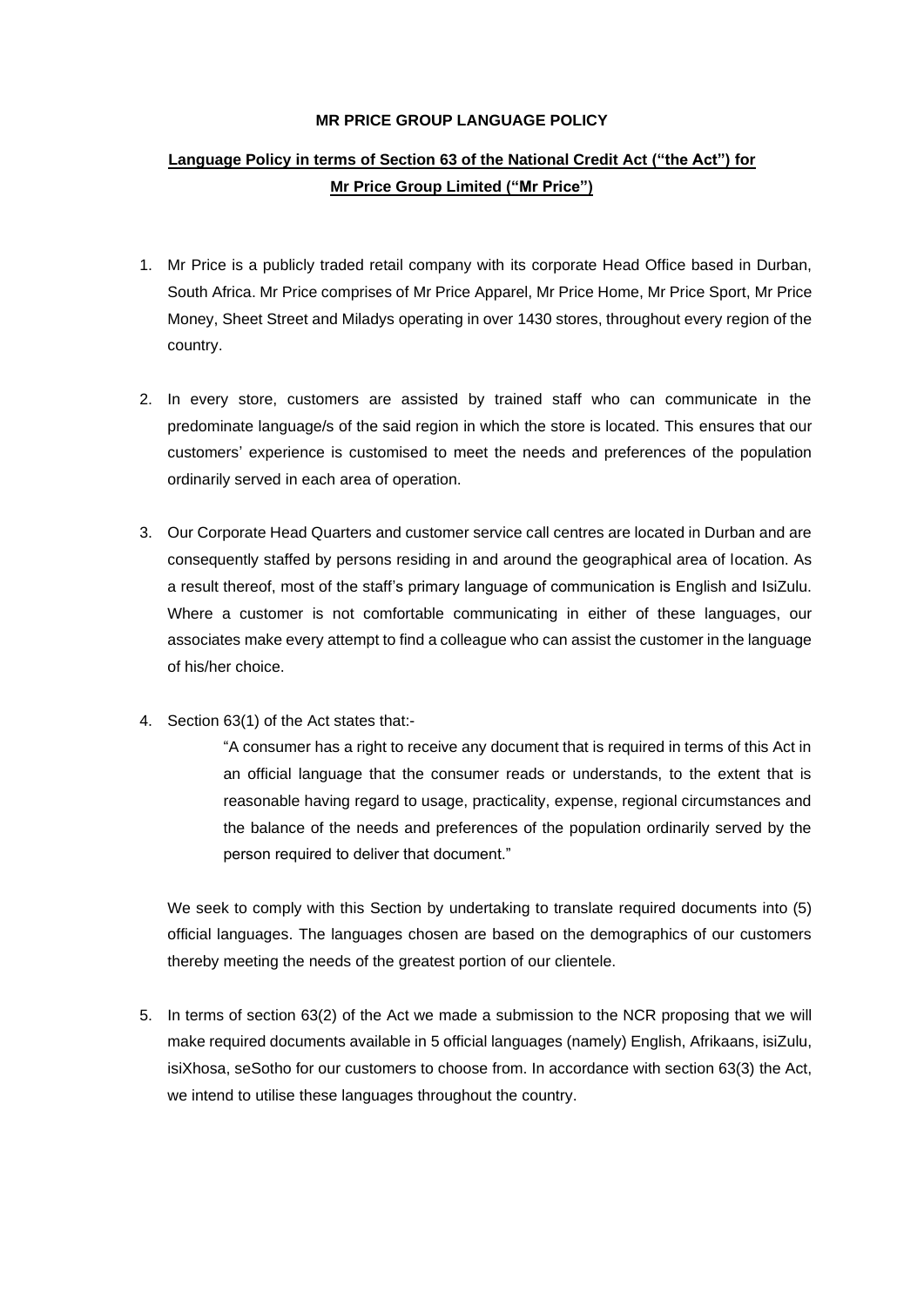# MR PRICE GROUP LANGUAGE POLICY

## Language Policy in terms of Section 63 of the National Credit Act ("the Act") for Mr Price Group Limited ("Mr Price")

1. Mr Price is a publicly traded retail company with its corporate Head Office based in Durban, South Africa. Mr Price comprises of Mr Price Apparel, Mr Price Home, Mr Price Sport, Mr Price Money, Sheet Street and Miladys operating in over 1430 stores, throughout every region of the country.

2. In every store, customers are assisted by trained staff who can communicate in the predominate language/s of the said region in which the store is located. This ensures that our customers' experience is customised to meet the needs and preferences of the population ordinarily served in each area of operation.

3. Our Corporate Head Quarters and customer service call centres are located in Durban and are consequently staffed by persons residing in and around the geographical area of location. As a result thereof, most of the staff's primary language of communication is English and IsiZulu. Where a customer is not comfortable communicating in either of these languages, our associates make every attempt to find a colleague who can assist the customer in the language of his/her choice.

4. Section 63(1) of the Act states that:-

   > "A consumer has a right to receive any document that is required in terms of this Act in an official language that the consumer reads or understands, to the extent that is reasonable having regard to usage, practicality, expense, regional circumstances and the balance of the needs and preferences of the population ordinarily served by the person required to deliver that document."

   We seek to comply with this Section by undertaking to translate required documents into (5) official languages. The languages chosen are based on the demographics of our customers thereby meeting the needs of the greatest portion of our clientele.

5. In terms of section 63(2) of the Act we made a submission to the NCR proposing that we will make required documents available in 5 official languages (namely) English, Afrikaans, isiZulu, isiXhosa, seSotho for our customers to choose from. In accordance with section 63(3) the Act, we intend to utilise these languages throughout the country.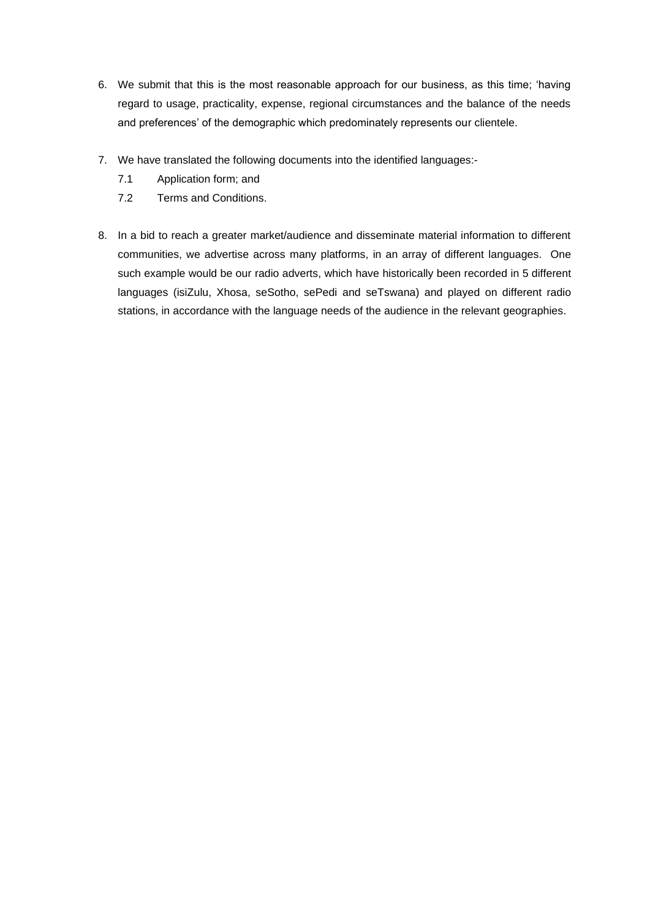6. We submit that this is the most reasonable approach for our business, as this time; 'having regard to usage, practicality, expense, regional circumstances and the balance of the needs and preferences' of the demographic which predominately represents our clientele.

7. We have translated the following documents into the identified languages:-
   7.1 Application form; and
   7.2 Terms and Conditions.

8. In a bid to reach a greater market/audience and disseminate material information to different communities, we advertise across many platforms, in an array of different languages. One such example would be our radio adverts, which have historically been recorded in 5 different languages (isiZulu, Xhosa, seSotho, sePedi and seTswana) and played on different radio stations, in accordance with the language needs of the audience in the relevant geographies.